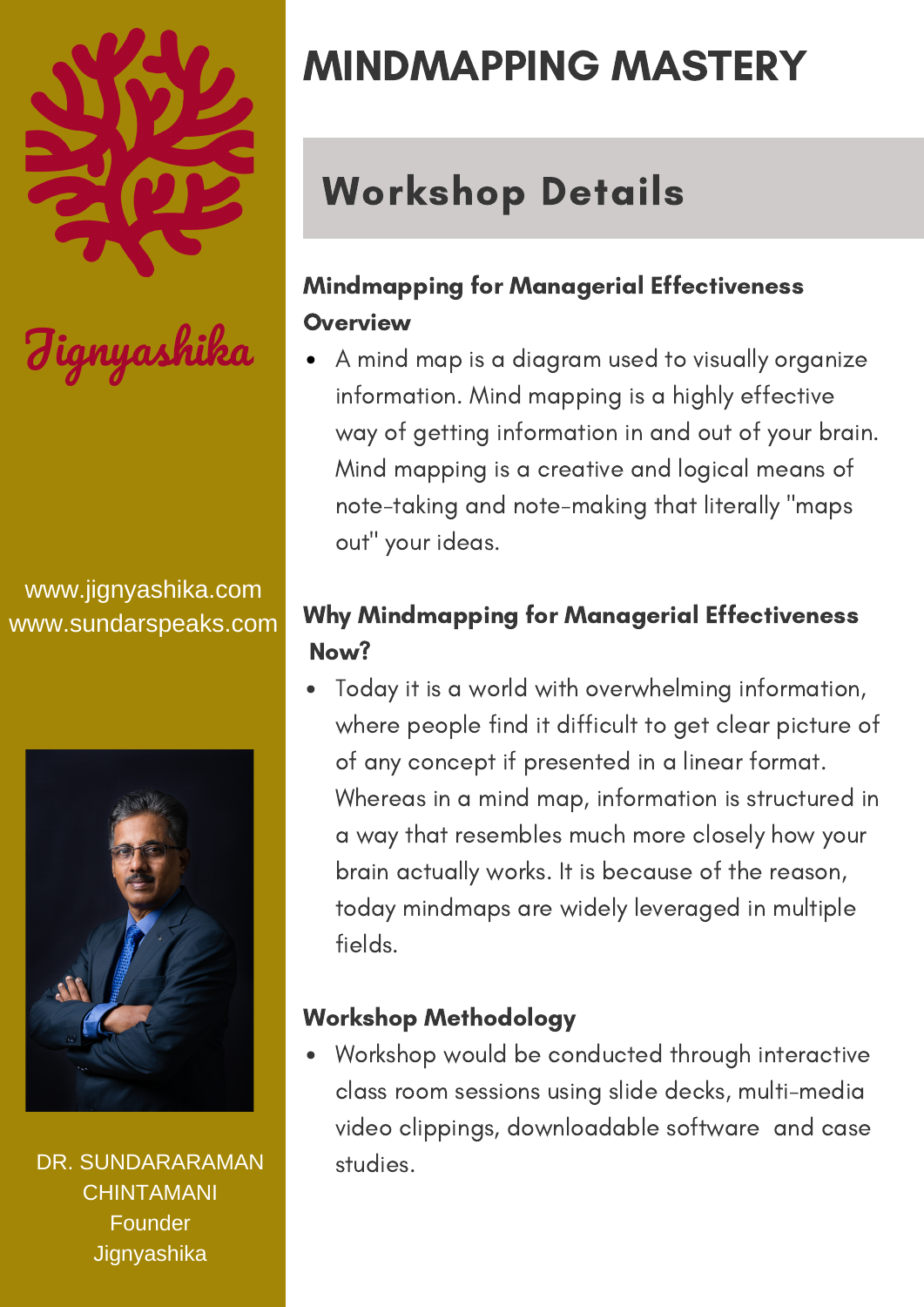# MINDMAPPING MASTERY

## Workshop Details

### Mindmapping for Managerial Effectiveness Overview

- A mind map is a diagram used to visually organize information. Mind mapping is a highly effective way of getting information in and out of your brain. Mind mapping is a creative and logical means of note-taking and note-making that literally "maps out" your ideas.

### Why Mindmapping for Managerial Effectiveness Now?

- Today it is a world with overwhelming information, where people find it difficult to get clear picture of of any concept if presented in a linear format. Whereas in a mind map, information is structured in a way that resembles much more closely how your brain actually works. It is because of the reason, today mindmaps are widely leveraged in multiple fields.

### Workshop Methodology

- Workshop would be conducted through interactive class room sessions using slide decks, multi-media video clippings, downloadable software and case studies.

Jignyashika

www.jignyashika.com
www.sundarspeaks.com

DR. SUNDARARAMAN CHINTAMANI
Founder
Jignyashika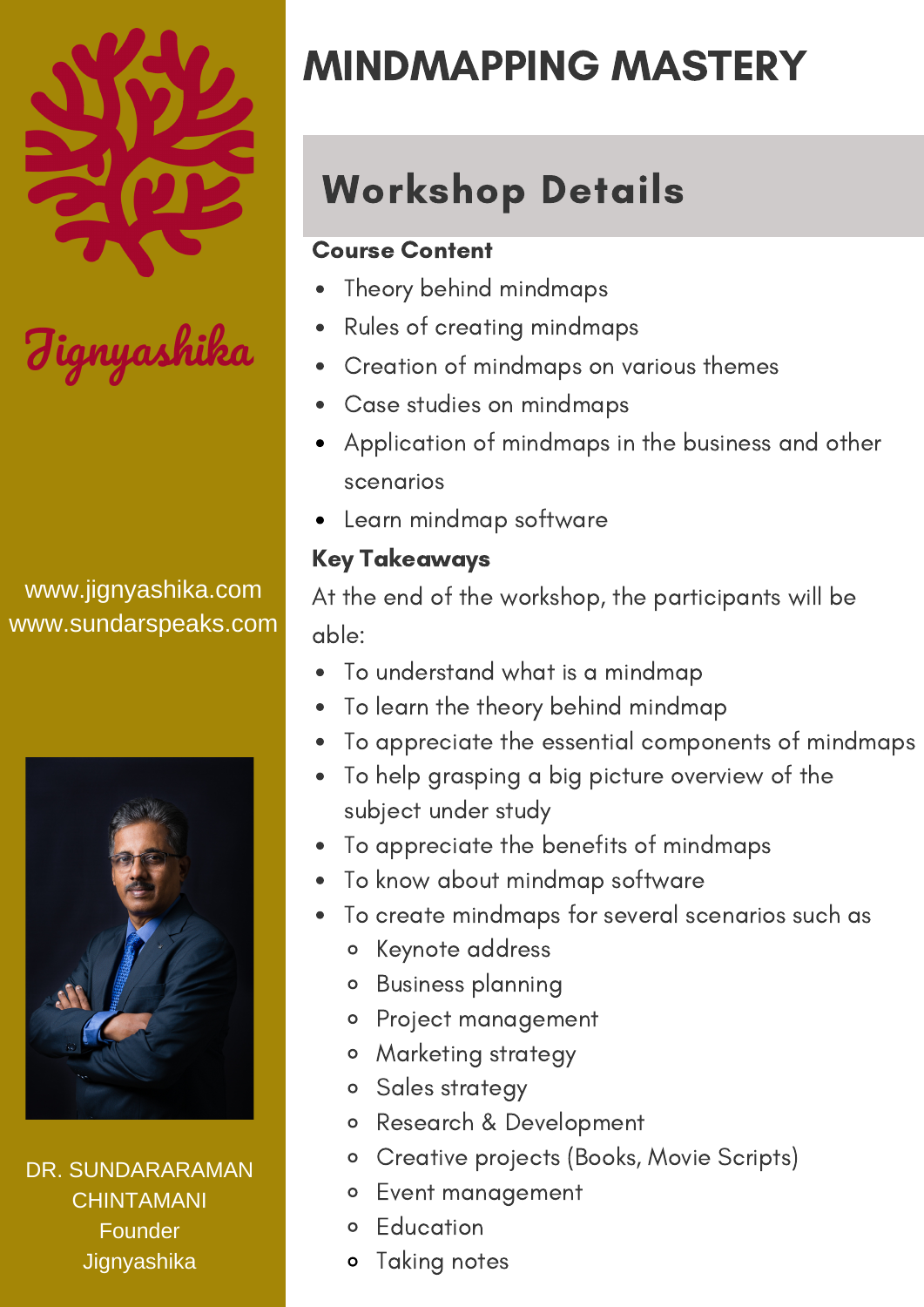Jignyashika

www.jignyashika.com
www.sundarspeaks.com

DR. SUNDARARAMAN CHINTAMANI
Founder
Jignyashika

# MINDMAPPING MASTERY

## Workshop Details

**Course Content**

- Theory behind mindmaps
- Rules of creating mindmaps
- Creation of mindmaps on various themes
- Case studies on mindmaps
- Application of mindmaps in the business and other scenarios
- Learn mindmap software

**Key Takeaways**

At the end of the workshop, the participants will be able:

- To understand what is a mindmap
- To learn the theory behind mindmap
- To appreciate the essential components of mindmaps
- To help grasping a big picture overview of the subject under study
- To appreciate the benefits of mindmaps
- To know about mindmap software
- To create mindmaps for several scenarios such as
  - Keynote address
  - Business planning
  - Project management
  - Marketing strategy
  - Sales strategy
  - Research & Development
  - Creative projects (Books, Movie Scripts)
  - Event management
  - Education
  - Taking notes